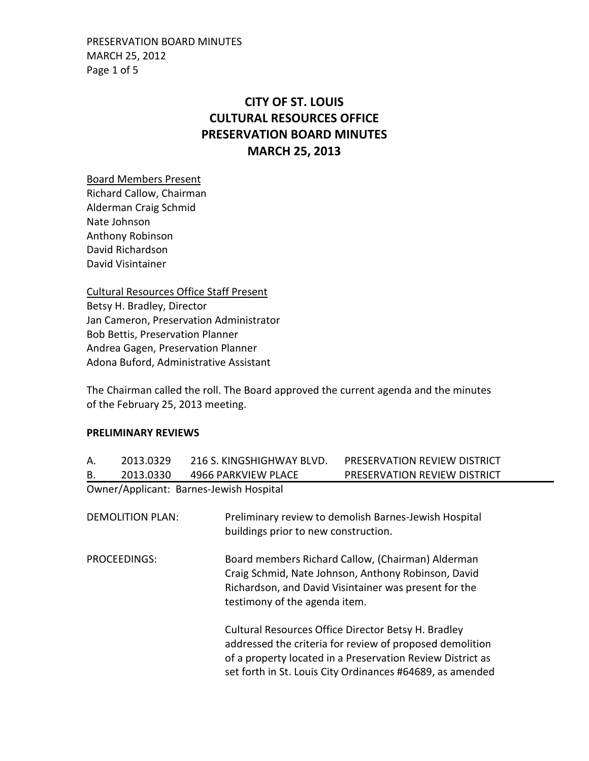# CITY OF ST. LOUIS
# CULTURAL RESOURCES OFFICE
# PRESERVATION BOARD MINUTES
# MARCH 25, 2013

<u>Board Members Present</u>
Richard Callow, Chairman
Alderman Craig Schmid
Nate Johnson
Anthony Robinson
David Richardson
David Visintainer

<u>Cultural Resources Office Staff Present</u>
Betsy H. Bradley, Director
Jan Cameron, Preservation Administrator
Bob Bettis, Preservation Planner
Andrea Gagen, Preservation Planner
Adona Buford, Administrative Assistant

The Chairman called the roll. The Board approved the current agenda and the minutes of the February 25, 2013 meeting.

**PRELIMINARY REVIEWS**

| | | | |
|---|---|---|---|
| A. | 2013.0329 | 216 S. KINGSHIGHWAY BLVD. | PRESERVATION REVIEW DISTRICT |
| B. | 2013.0330 | 4966 PARKVIEW PLACE | PRESERVATION REVIEW DISTRICT |

Owner/Applicant: Barnes-Jewish Hospital

DEMOLITION PLAN: Preliminary review to demolish Barnes-Jewish Hospital buildings prior to new construction.

PROCEEDINGS: Board members Richard Callow, (Chairman) Alderman Craig Schmid, Nate Johnson, Anthony Robinson, David Richardson, and David Visintainer was present for the testimony of the agenda item.

Cultural Resources Office Director Betsy H. Bradley addressed the criteria for review of proposed demolition of a property located in a Preservation Review District as set forth in St. Louis City Ordinances #64689, as amended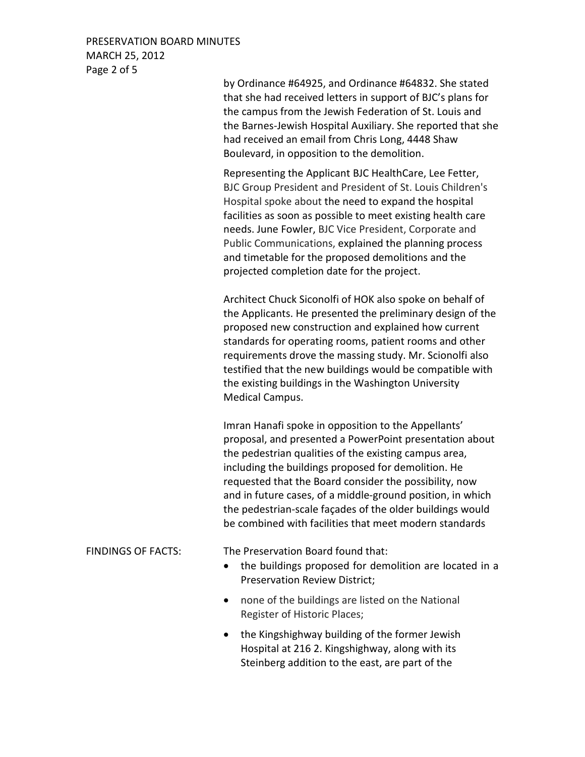by Ordinance #64925, and Ordinance #64832. She stated that she had received letters in support of BJC's plans for the campus from the Jewish Federation of St. Louis and the Barnes-Jewish Hospital Auxiliary. She reported that she had received an email from Chris Long, 4448 Shaw Boulevard, in opposition to the demolition.

Representing the Applicant BJC HealthCare, Lee Fetter, BJC Group President and President of St. Louis Children's Hospital spoke about the need to expand the hospital facilities as soon as possible to meet existing health care needs. June Fowler, BJC Vice President, Corporate and Public Communications, explained the planning process and timetable for the proposed demolitions and the projected completion date for the project.

Architect Chuck Siconolfi of HOK also spoke on behalf of the Applicants. He presented the preliminary design of the proposed new construction and explained how current standards for operating rooms, patient rooms and other requirements drove the massing study. Mr. Scionolfi also testified that the new buildings would be compatible with the existing buildings in the Washington University Medical Campus.

Imran Hanafi spoke in opposition to the Appellants' proposal, and presented a PowerPoint presentation about the pedestrian qualities of the existing campus area, including the buildings proposed for demolition. He requested that the Board consider the possibility, now and in future cases, of a middle-ground position, in which the pedestrian-scale façades of the older buildings would be combined with facilities that meet modern standards

FINDINGS OF FACTS: The Preservation Board found that:

- the buildings proposed for demolition are located in a Preservation Review District;
- none of the buildings are listed on the National Register of Historic Places;
- the Kingshighway building of the former Jewish Hospital at 216 2. Kingshighway, along with its Steinberg addition to the east, are part of the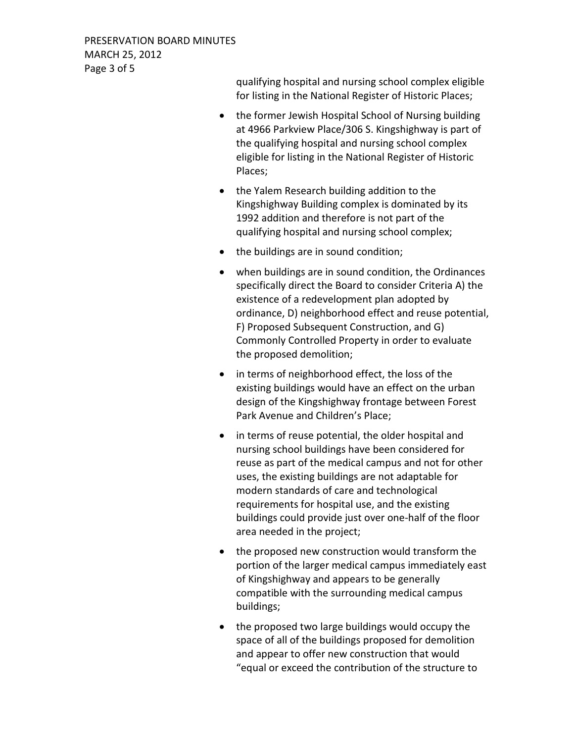qualifying hospital and nursing school complex eligible for listing in the National Register of Historic Places;

- the former Jewish Hospital School of Nursing building at 4966 Parkview Place/306 S. Kingshighway is part of the qualifying hospital and nursing school complex eligible for listing in the National Register of Historic Places;
- the Yalem Research building addition to the Kingshighway Building complex is dominated by its 1992 addition and therefore is not part of the qualifying hospital and nursing school complex;
- the buildings are in sound condition;
- when buildings are in sound condition, the Ordinances specifically direct the Board to consider Criteria A) the existence of a redevelopment plan adopted by ordinance, D) neighborhood effect and reuse potential, F) Proposed Subsequent Construction, and G) Commonly Controlled Property in order to evaluate the proposed demolition;
- in terms of neighborhood effect, the loss of the existing buildings would have an effect on the urban design of the Kingshighway frontage between Forest Park Avenue and Children's Place;
- in terms of reuse potential, the older hospital and nursing school buildings have been considered for reuse as part of the medical campus and not for other uses, the existing buildings are not adaptable for modern standards of care and technological requirements for hospital use, and the existing buildings could provide just over one-half of the floor area needed in the project;
- the proposed new construction would transform the portion of the larger medical campus immediately east of Kingshighway and appears to be generally compatible with the surrounding medical campus buildings;
- the proposed two large buildings would occupy the space of all of the buildings proposed for demolition and appear to offer new construction that would "equal or exceed the contribution of the structure to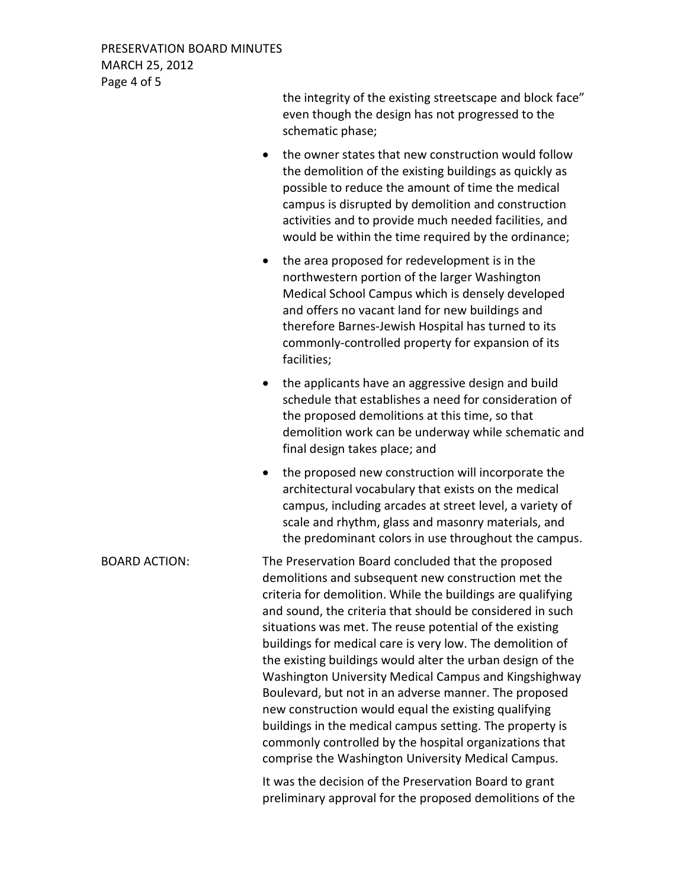the integrity of the existing streetscape and block face" even though the design has not progressed to the schematic phase;

- the owner states that new construction would follow the demolition of the existing buildings as quickly as possible to reduce the amount of time the medical campus is disrupted by demolition and construction activities and to provide much needed facilities, and would be within the time required by the ordinance;
- the area proposed for redevelopment is in the northwestern portion of the larger Washington Medical School Campus which is densely developed and offers no vacant land for new buildings and therefore Barnes-Jewish Hospital has turned to its commonly-controlled property for expansion of its facilities;
- the applicants have an aggressive design and build schedule that establishes a need for consideration of the proposed demolitions at this time, so that demolition work can be underway while schematic and final design takes place; and
- the proposed new construction will incorporate the architectural vocabulary that exists on the medical campus, including arcades at street level, a variety of scale and rhythm, glass and masonry materials, and the predominant colors in use throughout the campus.

BOARD ACTION: The Preservation Board concluded that the proposed demolitions and subsequent new construction met the criteria for demolition. While the buildings are qualifying and sound, the criteria that should be considered in such situations was met. The reuse potential of the existing buildings for medical care is very low. The demolition of the existing buildings would alter the urban design of the Washington University Medical Campus and Kingshighway Boulevard, but not in an adverse manner. The proposed new construction would equal the existing qualifying buildings in the medical campus setting. The property is commonly controlled by the hospital organizations that comprise the Washington University Medical Campus.

It was the decision of the Preservation Board to grant preliminary approval for the proposed demolitions of the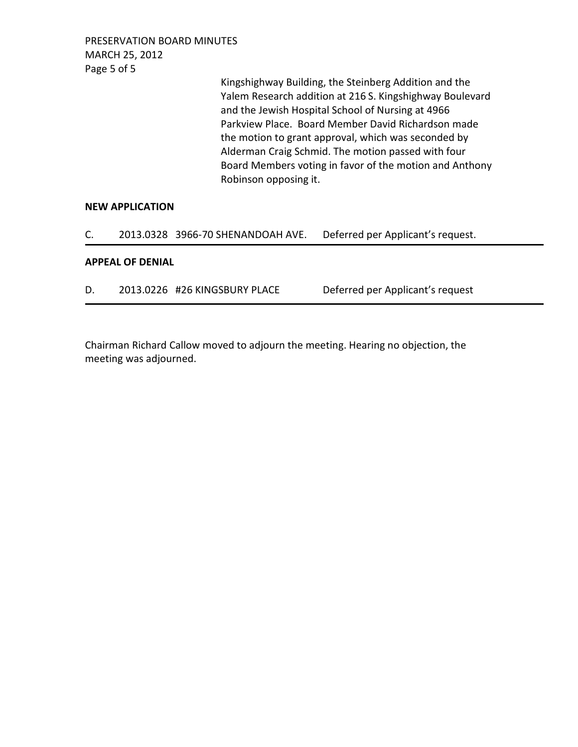Kingshighway Building, the Steinberg Addition and the Yalem Research addition at 216 S. Kingshighway Boulevard and the Jewish Hospital School of Nursing at 4966 Parkview Place. Board Member David Richardson made the motion to grant approval, which was seconded by Alderman Craig Schmid. The motion passed with four Board Members voting in favor of the motion and Anthony Robinson opposing it.

**NEW APPLICATION**

| | | | |
|---|---|---|---|
| C. | 2013.0328 | 3966-70 SHENANDOAH AVE. | Deferred per Applicant's request. |

**APPEAL OF DENIAL**

| | | | |
|---|---|---|---|
| D. | 2013.0226 | #26 KINGSBURY PLACE | Deferred per Applicant's request |

Chairman Richard Callow moved to adjourn the meeting. Hearing no objection, the meeting was adjourned.